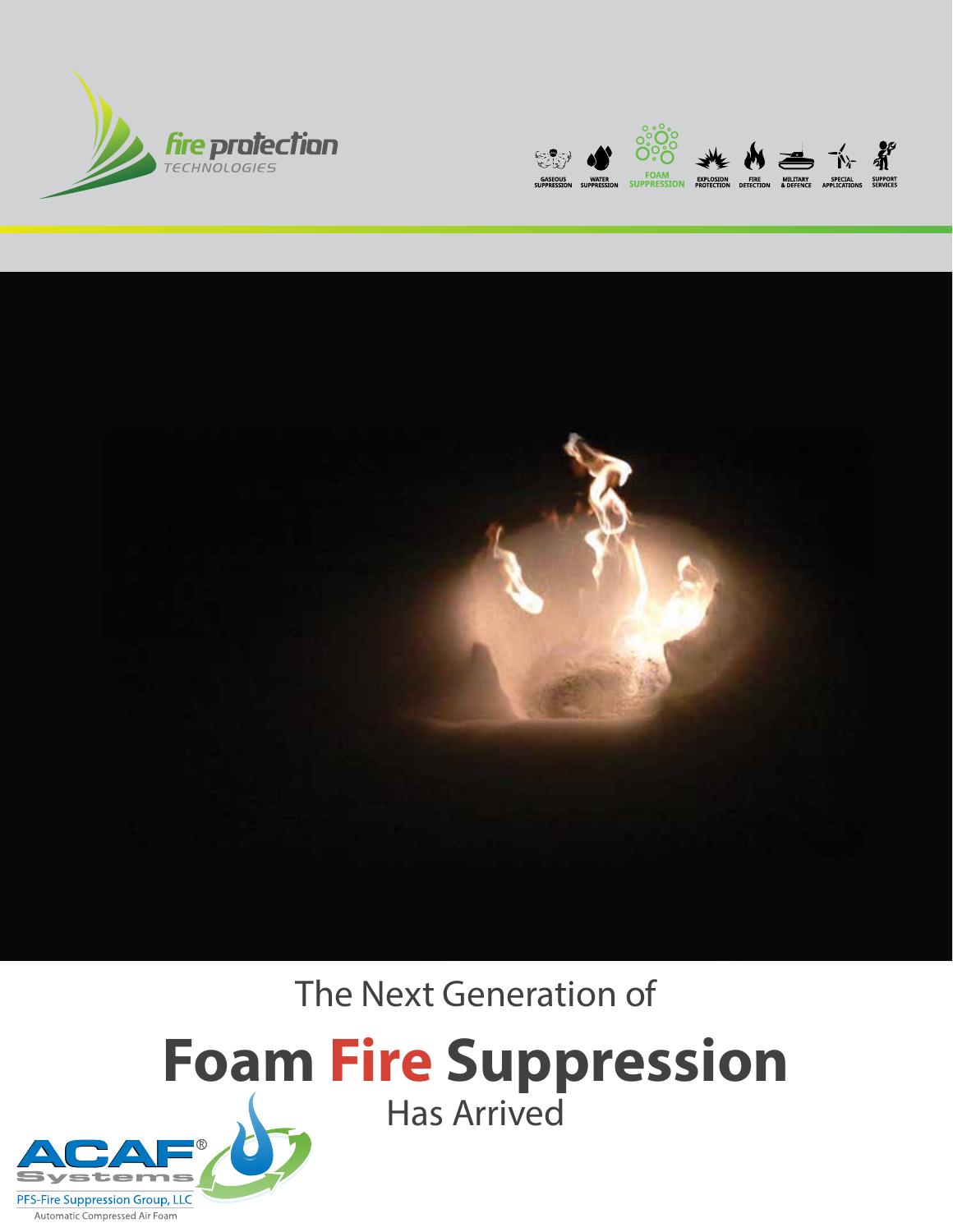fire protection
TECHNOLOGIES

GASEOUS SUPPRESSION | WATER SUPPRESSION | FOAM SUPPRESSION | EXPLOSION PROTECTION | FIRE DETECTION | MILITARY & DEFENCE | SPECIAL APPLICATIONS | SUPPORT SERVICES

The Next Generation of

# Foam Fire Suppression

Has Arrived

ACAF® Systems

PFS-Fire Suppression Group, LLC

Automatic Compressed Air Foam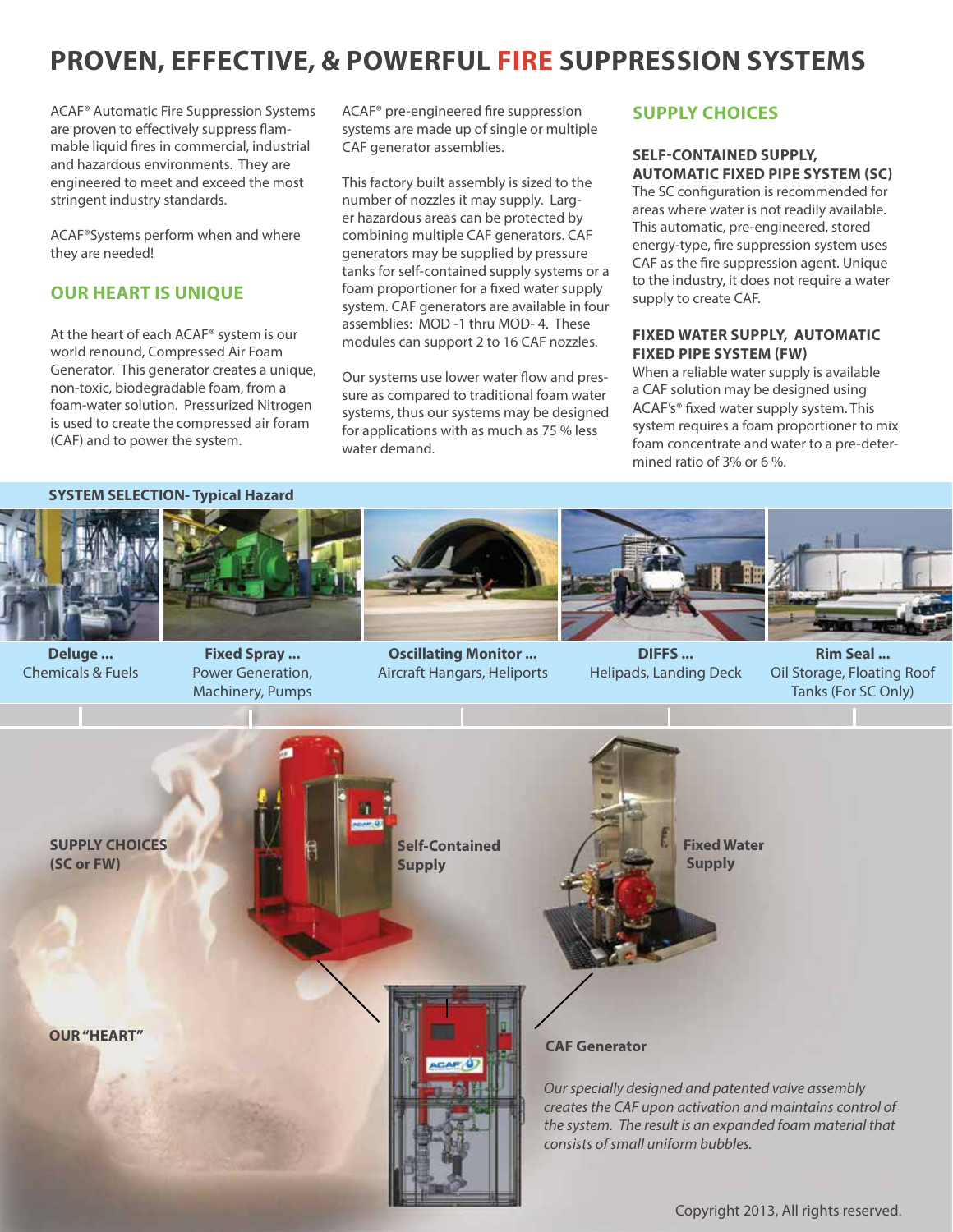# PROVEN, EFFECTIVE, & POWERFUL FIRE SUPPRESSION SYSTEMS

ACAF® Automatic Fire Suppression Systems are proven to effectively suppress flammable liquid fires in commercial, industrial and hazardous environments. They are engineered to meet and exceed the most stringent industry standards.

ACAF®Systems perform when and where they are needed!

## OUR HEART IS UNIQUE

At the heart of each ACAF® system is our world renound, Compressed Air Foam Generator. This generator creates a unique, non-toxic, biodegradable foam, from a foam-water solution. Pressurized Nitrogen is used to create the compressed air foram (CAF) and to power the system.

ACAF® pre-engineered fire suppression systems are made up of single or multiple CAF generator assemblies.

This factory built assembly is sized to the number of nozzles it may supply. Larger hazardous areas can be protected by combining multiple CAF generators. CAF generators may be supplied by pressure tanks for self-contained supply systems or a foam proportioner for a fixed water supply system. CAF generators are available in four assemblies: MOD -1 thru MOD- 4. These modules can support 2 to 16 CAF nozzles.

Our systems use lower water flow and pressure as compared to traditional foam water systems, thus our systems may be designed for applications with as much as 75 % less water demand.

## SUPPLY CHOICES

### SELF-CONTAINED SUPPLY, AUTOMATIC FIXED PIPE SYSTEM (SC)

The SC configuration is recommended for areas where water is not readily available. This automatic, pre-engineered, stored energy-type, fire suppression system uses CAF as the fire suppression agent. Unique to the industry, it does not require a water supply to create CAF.

### FIXED WATER SUPPLY, AUTOMATIC FIXED PIPE SYSTEM (FW)

When a reliable water supply is available a CAF solution may be designed using ACAF's® fixed water supply system. This system requires a foam proportioner to mix foam concentrate and water to a pre-determined ratio of 3% or 6 %.

**SYSTEM SELECTION- Typical Hazard**

**Deluge ...** Chemicals & Fuels

**Fixed Spray ...** Power Generation, Machinery, Pumps

**Oscillating Monitor ...** Aircraft Hangars, Heliports

**DIFFS ...** Helipads, Landing Deck

**Rim Seal ...** Oil Storage, Floating Roof Tanks (For SC Only)

**SUPPLY CHOICES (SC or FW)**

**Self-Contained Supply**

**Fixed Water Supply**

**OUR "HEART"**

**CAF Generator**

*Our specially designed and patented valve assembly creates the CAF upon activation and maintains control of the system. The result is an expanded foam material that consists of small uniform bubbles.*

Copyright 2013, All rights reserved.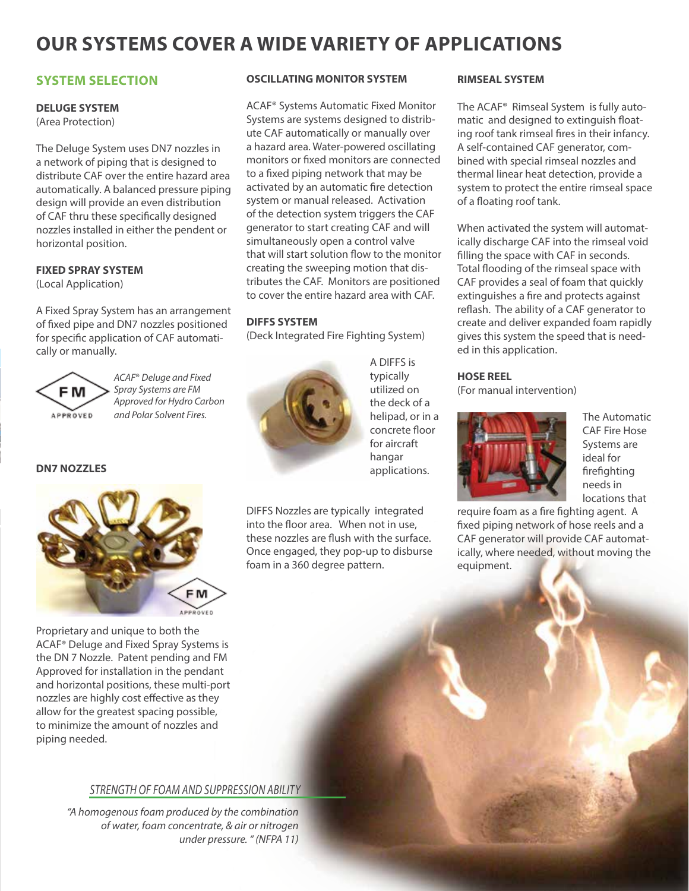# OUR SYSTEMS COVER A WIDE VARIETY OF APPLICATIONS

## SYSTEM SELECTION

### DELUGE SYSTEM
(Area Protection)

The Deluge System uses DN7 nozzles in a network of piping that is designed to distribute CAF over the entire hazard area automatically. A balanced pressure piping design will provide an even distribution of CAF thru these specifically designed nozzles installed in either the pendent or horizontal position.

### FIXED SPRAY SYSTEM
(Local Application)

A Fixed Spray System has an arrangement of fixed pipe and DN7 nozzles positioned for specific application of CAF automatically or manually.

*ACAF® Deluge and Fixed Spray Systems are FM Approved for Hydro Carbon and Polar Solvent Fires.*

### DN7 NOZZLES

Proprietary and unique to both the ACAF® Deluge and Fixed Spray Systems is the DN 7 Nozzle. Patent pending and FM Approved for installation in the pendant and horizontal positions, these multi-port nozzles are highly cost effective as they allow for the greatest spacing possible, to minimize the amount of nozzles and piping needed.

### OSCILLATING MONITOR SYSTEM

ACAF® Systems Automatic Fixed Monitor Systems are systems designed to distribute CAF automatically or manually over a hazard area. Water-powered oscillating monitors or fixed monitors are connected to a fixed piping network that may be activated by an automatic fire detection system or manual released. Activation of the detection system triggers the CAF generator to start creating CAF and will simultaneously open a control valve that will start solution flow to the monitor creating the sweeping motion that distributes the CAF. Monitors are positioned to cover the entire hazard area with CAF.

### DIFFS SYSTEM
(Deck Integrated Fire Fighting System)

A DIFFS is typically utilized on the deck of a helipad, or in a concrete floor for aircraft hangar applications.

DIFFS Nozzles are typically integrated into the floor area. When not in use, these nozzles are flush with the surface. Once engaged, they pop-up to disburse foam in a 360 degree pattern.

### RIMSEAL SYSTEM

The ACAF® Rimseal System is fully automatic and designed to extinguish floating roof tank rimseal fires in their infancy. A self-contained CAF generator, combined with special rimseal nozzles and thermal linear heat detection, provide a system to protect the entire rimseal space of a floating roof tank.

When activated the system will automatically discharge CAF into the rimseal void filling the space with CAF in seconds. Total flooding of the rimseal space with CAF provides a seal of foam that quickly extinguishes a fire and protects against reflash. The ability of a CAF generator to create and deliver expanded foam rapidly gives this system the speed that is needed in this application.

### HOSE REEL
(For manual intervention)

The Automatic CAF Fire Hose Systems are ideal for firefighting needs in locations that require foam as a fire fighting agent. A fixed piping network of hose reels and a CAF generator will provide CAF automatically, where needed, without moving the equipment.

*STRENGTH OF FOAM AND SUPPRESSION ABILITY*

*"A homogenous foam produced by the combination of water, foam concentrate, & air or nitrogen under pressure." (NFPA 11)*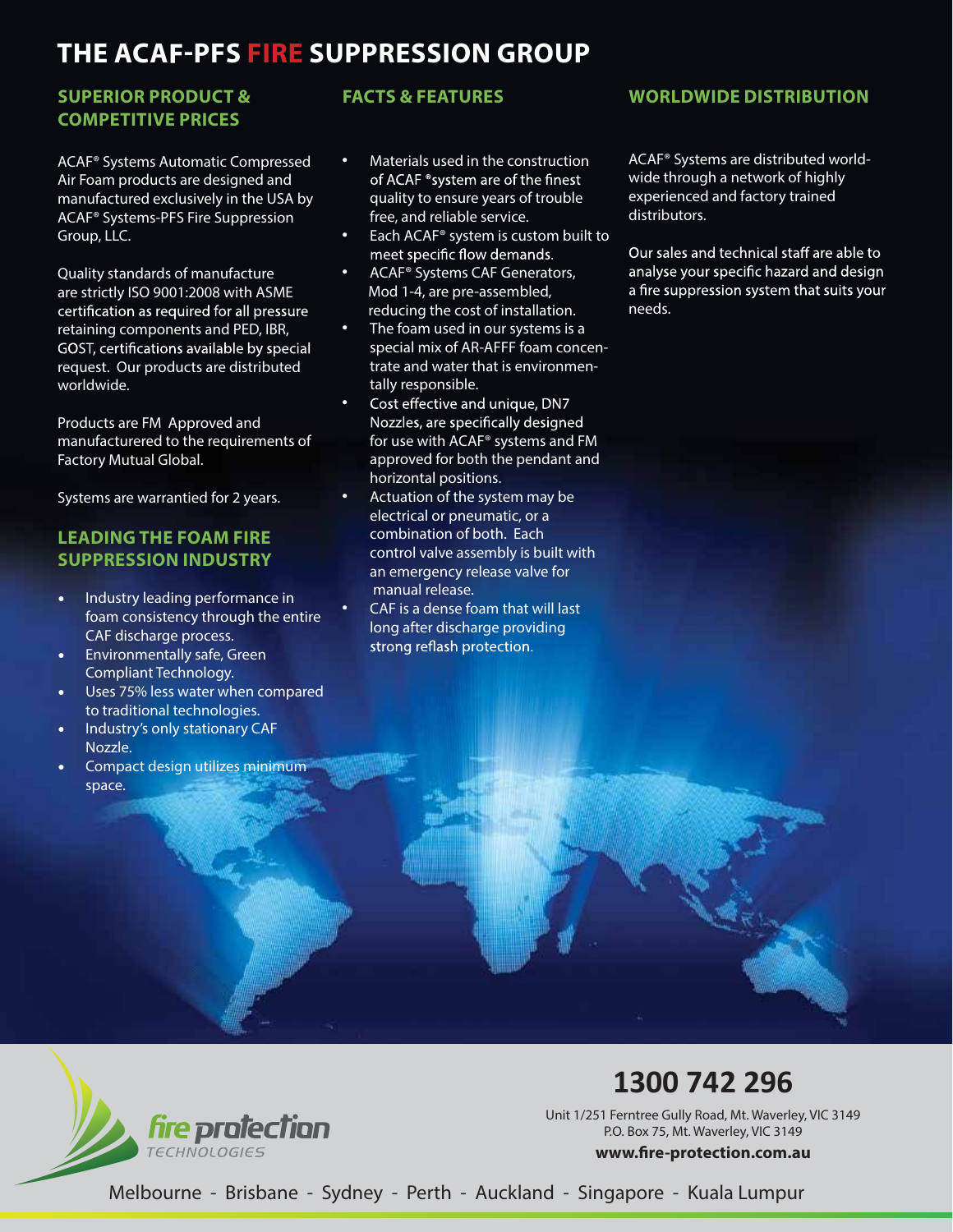# THE ACAF-PFS FIRE SUPPRESSION GROUP

## SUPERIOR PRODUCT & COMPETITIVE PRICES

ACAF® Systems Automatic Compressed Air Foam products are designed and manufactured exclusively in the USA by ACAF® Systems-PFS Fire Suppression Group, LLC.

Quality standards of manufacture are strictly ISO 9001:2008 with ASME certification as required for all pressure retaining components and PED, IBR, GOST, certifications available by special request. Our products are distributed worldwide.

Products are FM Approved and manufacturered to the requirements of Factory Mutual Global.

Systems are warrantied for 2 years.

## LEADING THE FOAM FIRE SUPPRESSION INDUSTRY

- Industry leading performance in foam consistency through the entire CAF discharge process.
- Environmentally safe, Green Compliant Technology.
- Uses 75% less water when compared to traditional technologies.
- Industry's only stationary CAF Nozzle.
- Compact design utilizes minimum space.

## FACTS & FEATURES

- Materials used in the construction of ACAF ®system are of the finest quality to ensure years of trouble free, and reliable service.
- Each ACAF® system is custom built to meet specific flow demands.
- ACAF® Systems CAF Generators, Mod 1-4, are pre-assembled, reducing the cost of installation.
- The foam used in our systems is a special mix of AR-AFFF foam concentrate and water that is environmentally responsible.
- Cost effective and unique, DN7 Nozzles, are specifically designed for use with ACAF® systems and FM approved for both the pendant and horizontal positions.
- Actuation of the system may be electrical or pneumatic, or a combination of both. Each control valve assembly is built with an emergency release valve for manual release.
- CAF is a dense foam that will last long after discharge providing strong reflash protection.

## WORLDWIDE DISTRIBUTION

ACAF® Systems are distributed worldwide through a network of highly experienced and factory trained distributors.

Our sales and technical staff are able to analyse your specific hazard and design a fire suppression system that suits your needs.

fire protection TECHNOLOGIES

**1300 742 296**

Unit 1/251 Ferntree Gully Road, Mt. Waverley, VIC 3149
P.O. Box 75, Mt. Waverley, VIC 3149

**www.fire-protection.com.au**

Melbourne - Brisbane - Sydney - Perth - Auckland - Singapore - Kuala Lumpur